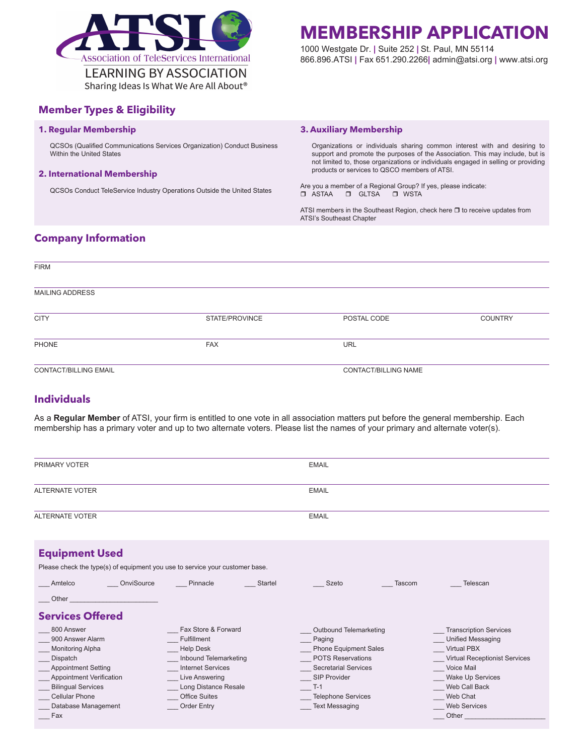ATSI
Association of TeleServices International
LEARNING BY ASSOCIATION
Sharing Ideas Is What We Are All About®

# MEMBERSHIP APPLICATION

1000 Westgate Dr. | Suite 252 | St. Paul, MN 55114
866.896.ATSI | Fax 651.290.2266| admin@atsi.org | www.atsi.org

## Member Types & Eligibility

### 1. Regular Membership

QCSOs (Qualified Communications Services Organization) Conduct Business Within the United States

### 2. International Membership

QCSOs Conduct TeleService Industry Operations Outside the United States

### 3. Auxiliary Membership

Organizations or individuals sharing common interest with and desiring to support and promote the purposes of the Association. This may include, but is not limited to, those organizations or individuals engaged in selling or providing products or services to QSCO members of ATSI.

Are you a member of a Regional Group? If yes, please indicate:
❐ ASTAA ❐ GLTSA ❐ WSTA

ATSI members in the Southeast Region, check here ❐ to receive updates from ATSI's Southeast Chapter

## Company Information

FIRM

MAILING ADDRESS

CITY | STATE/PROVINCE | POSTAL CODE | COUNTRY

PHONE | FAX | URL

CONTACT/BILLING EMAIL | CONTACT/BILLING NAME

## Individuals

As a **Regular Member** of ATSI, your firm is entitled to one vote in all association matters put before the general membership. Each membership has a primary voter and up to two alternate voters. Please list the names of your primary and alternate voter(s).

PRIMARY VOTER | EMAIL

ALTERNATE VOTER | EMAIL

ALTERNATE VOTER | EMAIL

## Equipment Used

Please check the type(s) of equipment you use to service your customer base.

___ Amtelco ___ OnviSource ___ Pinnacle ___ Startel ___ Szeto ___ Tascom ___ Telescan

___ Other ________________________

## Services Offered

___ 800 Answer
___ 900 Answer Alarm
___ Monitoring Alpha
___ Dispatch
___ Appointment Setting
___ Appointment Verification
___ Bilingual Services
___ Cellular Phone
___ Database Management
___ Fax
___ Fax Store & Forward
___ Fulfillment
___ Help Desk
___ Inbound Telemarketing
___ Internet Services
___ Live Answering
___ Long Distance Resale
___ Office Suites
___ Order Entry
___ Outbound Telemarketing
___ Paging
___ Phone Equipment Sales
___ POTS Reservations
___ Secretarial Services
___ SIP Provider
___ T-1
___ Telephone Services
___ Text Messaging
___ Transcription Services
___ Unified Messaging
___ Virtual PBX
___ Virtual Receptionist Services
___ Voice Mail
___ Wake Up Services
___ Web Call Back
___ Web Chat
___ Web Services
___ Other ______________________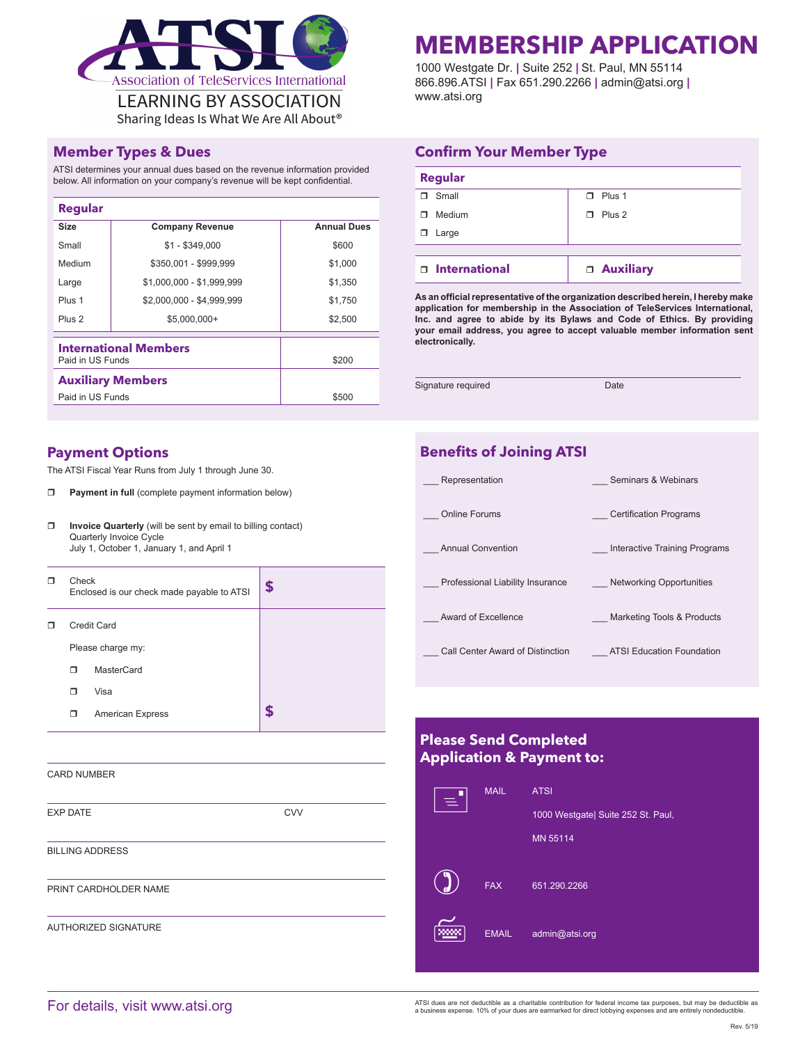# MEMBERSHIP APPLICATION

1000 Westgate Dr. | Suite 252 | St. Paul, MN 55114
866.896.ATSI | Fax 651.290.2266 | admin@atsi.org | www.atsi.org

Association of TeleServices International
LEARNING BY ASSOCIATION
Sharing Ideas Is What We Are All About®

## Member Types & Dues

ATSI determines your annual dues based on the revenue information provided below. All information on your company's revenue will be kept confidential.

### Regular

| Size | Company Revenue | Annual Dues |
|---|---|---|
| Small | $1 - $349,000 | $600 |
| Medium | $350,001 - $999,999 | $1,000 |
| Large | $1,000,000 - $1,999,999 | $1,350 |
| Plus 1 | $2,000,000 - $4,999,999 | $1,750 |
| Plus 2 | $5,000,000+ | $2,500 |

| | |
|---|---|
| **International Members** Paid in US Funds | $200 |
| **Auxiliary Members** Paid in US Funds | $500 |

## Confirm Your Member Type

### Regular

- ❒ Small
- ❒ Medium
- ❒ Large
- ❒ Plus 1
- ❒ Plus 2

❒ **International** ❒ **Auxiliary**

**As an official representative of the organization described herein, I hereby make application for membership in the Association of TeleServices International, Inc. and agree to abide by its Bylaws and Code of Ethics. By providing your email address, you agree to accept valuable member information sent electronically.**

Signature required Date

## Payment Options

The ATSI Fiscal Year Runs from July 1 through June 30.

❒ **Payment in full** (complete payment information below)

❒ **Invoice Quarterly** (will be sent by email to billing contact)
Quarterly Invoice Cycle
July 1, October 1, January 1, and April 1

❒ Check
Enclosed is our check made payable to ATSI $

❒ Credit Card
Please charge my:
- ❒ MasterCard
- ❒ Visa
- ❒ American Express

$

CARD NUMBER

EXP DATE CVV

BILLING ADDRESS

PRINT CARDHOLDER NAME

AUTHORIZED SIGNATURE

## Benefits of Joining ATSI

- ___ Representation
- ___ Online Forums
- ___ Annual Convention
- ___ Professional Liability Insurance
- ___ Award of Excellence
- ___ Call Center Award of Distinction
- ___ Seminars & Webinars
- ___ Certification Programs
- ___ Interactive Training Programs
- ___ Networking Opportunities
- ___ Marketing Tools & Products
- ___ ATSI Education Foundation

## Please Send Completed Application & Payment to:

MAIL ATSI
1000 Westgate| Suite 252 St. Paul, MN 55114

FAX 651.290.2266

EMAIL admin@atsi.org

For details, visit www.atsi.org

ATSI dues are not deductible as a charitable contribution for federal income tax purposes, but may be deductible as a business expense. 10% of your dues are earmarked for direct lobbying expenses and are entirely nondeductible.

Rev. 5/19